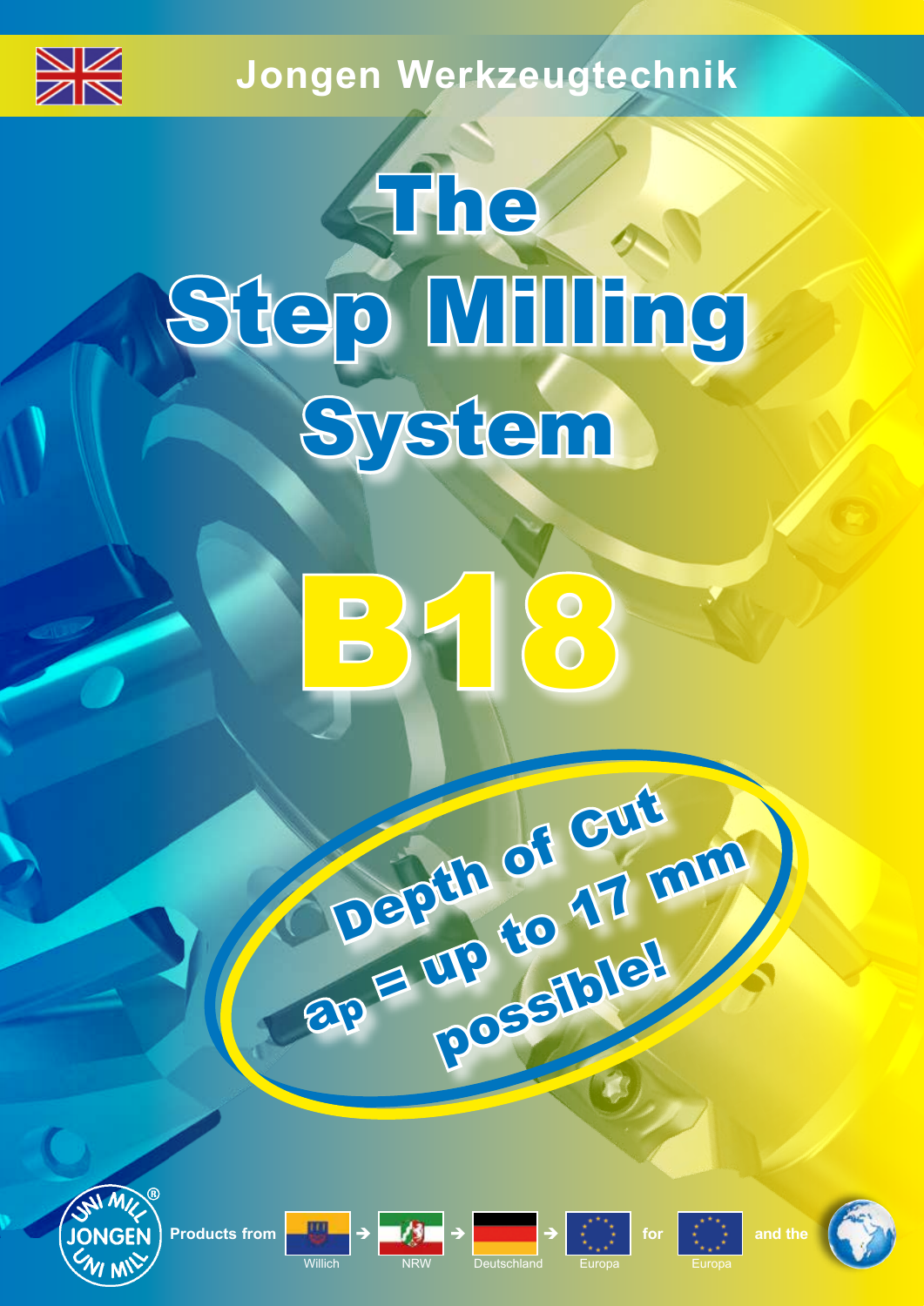Jongen Werkzeugtechnik

# The Step Milling System

# B18

**Depth of Cut $a_p$ = up to 17 mm possible!**

Products from Willich → NRW → Deutschland → Europa for Europa and the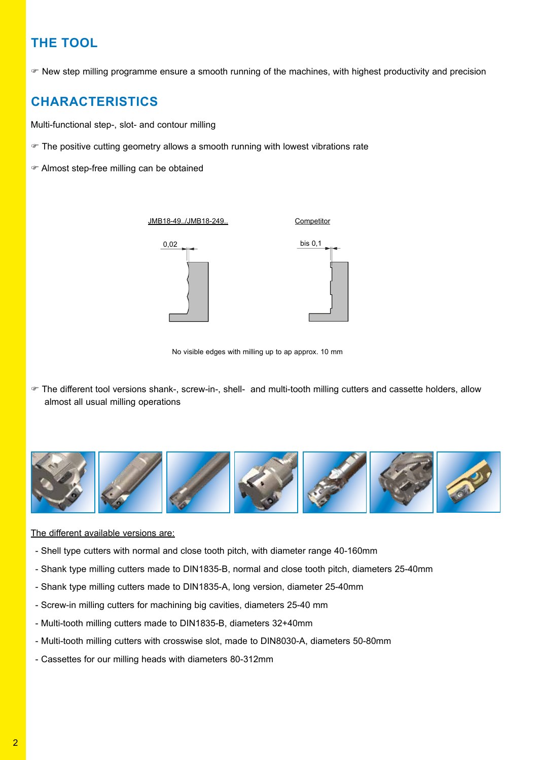## THE TOOL

☞ New step milling programme ensure a smooth running of the machines, with highest productivity and precision

## CHARACTERISTICS

Multi-functional step-, slot- and contour milling

☞ The positive cutting geometry allows a smooth running with lowest vibrations rate

☞ Almost step-free milling can be obtained

JMB18-49../JMB18-249..

0,02

Competitor

bis 0,1

No visible edges with milling up to ap approx. 10 mm

☞ The different tool versions shank-, screw-in-, shell- and multi-tooth milling cutters and cassette holders, allow almost all usual milling operations

The different available versions are:

- Shell type cutters with normal and close tooth pitch, with diameter range 40-160mm
- Shank type milling cutters made to DIN1835-B, normal and close tooth pitch, diameters 25-40mm
- Shank type milling cutters made to DIN1835-A, long version, diameter 25-40mm
- Screw-in milling cutters for machining big cavities, diameters 25-40 mm
- Multi-tooth milling cutters made to DIN1835-B, diameters 32+40mm
- Multi-tooth milling cutters with crosswise slot, made to DIN8030-A, diameters 50-80mm
- Cassettes for our milling heads with diameters 80-312mm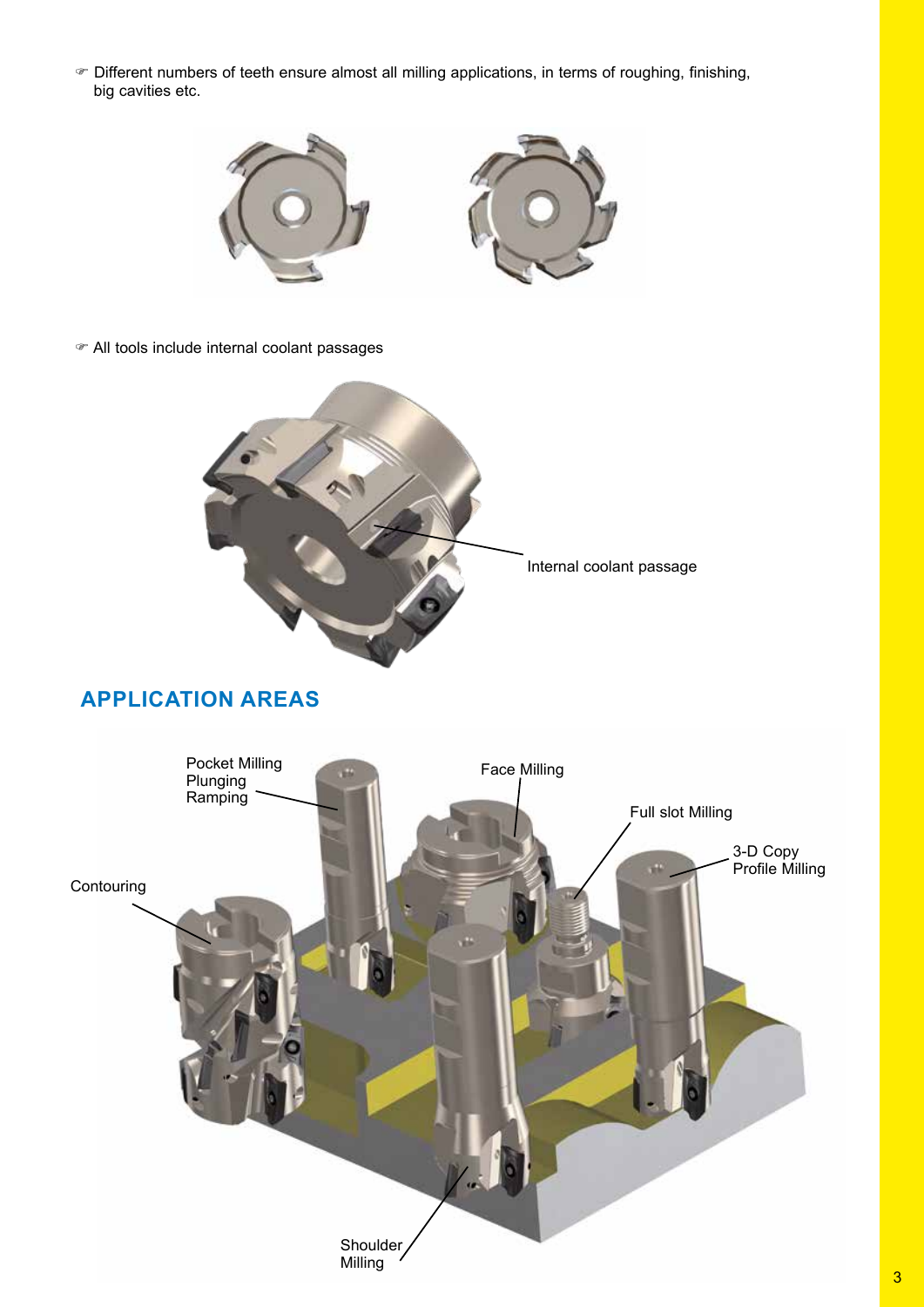- Different numbers of teeth ensure almost all milling applications, in terms of roughing, finishing, big cavities etc.

- All tools include internal coolant passages

Internal coolant passage

## APPLICATION AREAS

Pocket Milling
Plunging
Ramping

Face Milling

Full slot Milling

3-D Copy
Profile Milling

Contouring

Shoulder
Milling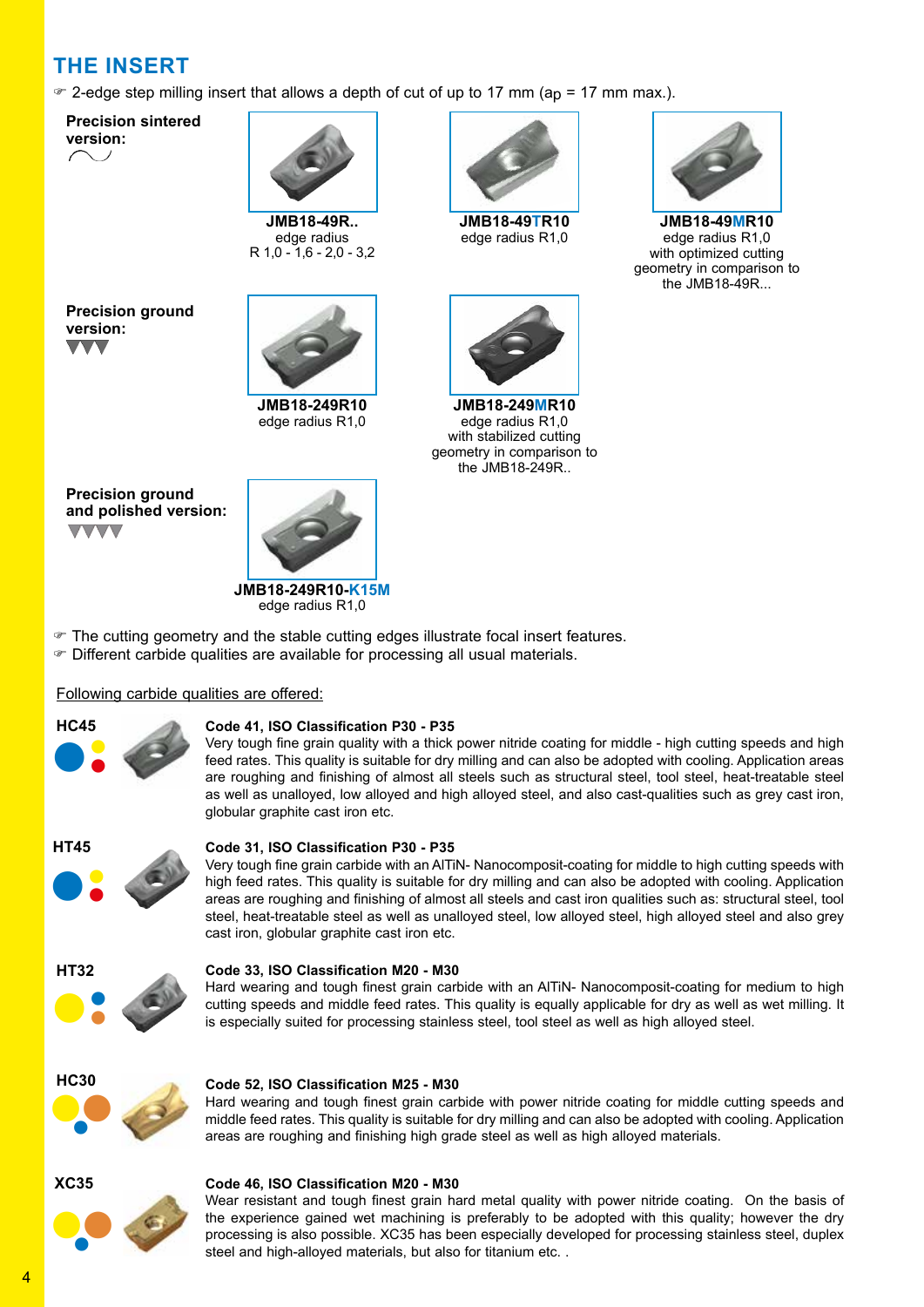# THE INSERT

- 2-edge step milling insert that allows a depth of cut of up to 17 mm ($a_p$ = 17 mm max.).

**Precision sintered version:**

**JMB18-49R..**
edge radius
R 1,0 - 1,6 - 2,0 - 3,2

**JMB18-49TR10**
edge radius R1,0

**JMB18-49MR10**
edge radius R1,0
with optimized cutting geometry in comparison to the JMB18-49R...

**Precision ground version:**

**JMB18-249R10**
edge radius R1,0

**JMB18-249MR10**
edge radius R1,0
with stabilized cutting geometry in comparison to the JMB18-249R..

**Precision ground and polished version:**

**JMB18-249R10-K15M**
edge radius R1,0

- The cutting geometry and the stable cutting edges illustrate focal insert features.
- Different carbide qualities are available for processing all usual materials.

Following carbide qualities are offered:

**HC45**

**Code 41, ISO Classification P30 - P35**
Very tough fine grain quality with a thick power nitride coating for middle - high cutting speeds and high feed rates. This quality is suitable for dry milling and can also be adopted with cooling. Application areas are roughing and finishing of almost all steels such as structural steel, tool steel, heat-treatable steel as well as unalloyed, low alloyed and high alloyed steel, and also cast-qualities such as grey cast iron, globular graphite cast iron etc.

**HT45**

**Code 31, ISO Classification P30 - P35**
Very tough fine grain carbide with an AlTiN- Nanocomposit-coating for middle to high cutting speeds with high feed rates. This quality is suitable for dry milling and can also be adopted with cooling. Application areas are roughing and finishing of almost all steels and cast iron qualities such as: structural steel, tool steel, heat-treatable steel as well as unalloyed, low alloyed steel, high alloyed steel and also grey cast iron, globular graphite cast iron etc.

**HT32**

**Code 33, ISO Classification M20 - M30**
Hard wearing and tough finest grain carbide with an AlTiN- Nanocomposit-coating for medium to high cutting speeds and middle feed rates. This quality is equally applicable for dry as well as wet milling. It is especially suited for processing stainless steel, tool steel as well as high alloyed steel.

**HC30**

**Code 52, ISO Classification M25 - M30**
Hard wearing and tough finest grain carbide with power nitride coating for middle cutting speeds and middle feed rates. This quality is suitable for dry milling and can also be adopted with cooling. Application areas are roughing and finishing high grade steel as well as high alloyed materials.

**XC35**

**Code 46, ISO Classification M20 - M30**
Wear resistant and tough finest grain hard metal quality with power nitride coating. On the basis of the experience gained wet machining is preferably to be adopted with this quality; however the dry processing is also possible. XC35 has been especially developed for processing stainless steel, duplex steel and high-alloyed materials, but also for titanium etc. .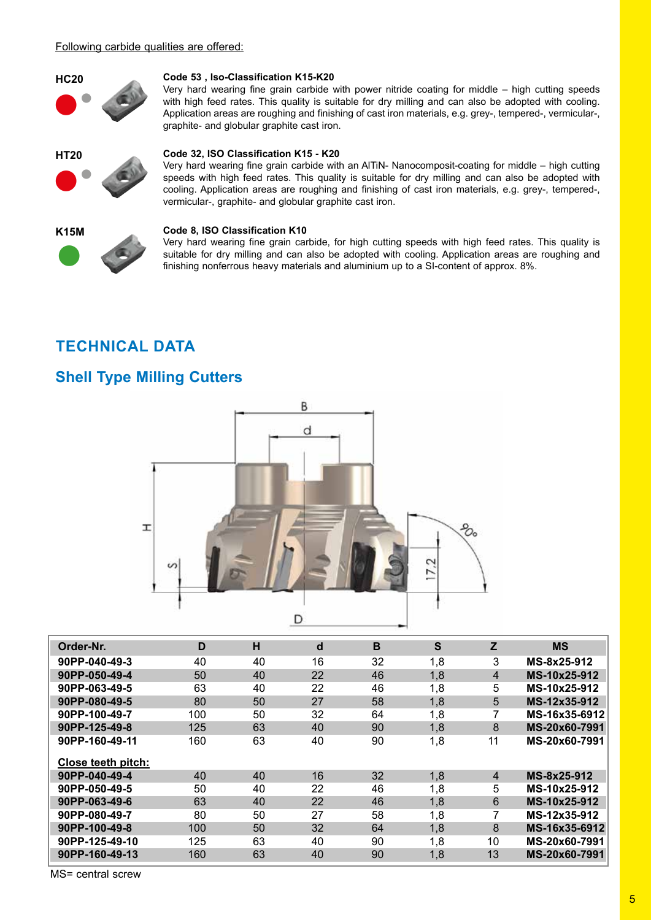Following carbide qualities are offered:

**HC20**

**Code 53 , Iso-Classification K15-K20**
Very hard wearing fine grain carbide with power nitride coating for middle – high cutting speeds with high feed rates. This quality is suitable for dry milling and can also be adopted with cooling. Application areas are roughing and finishing of cast iron materials, e.g. grey-, tempered-, vermicular-, graphite- and globular graphite cast iron.

**HT20**

**Code 32, ISO Classification K15 - K20**
Very hard wearing fine grain carbide with an AlTiN- Nanocomposit-coating for middle – high cutting speeds with high feed rates. This quality is suitable for dry milling and can also be adopted with cooling. Application areas are roughing and finishing of cast iron materials, e.g. grey-, tempered-, vermicular-, graphite- and globular graphite cast iron.

**K15M**

**Code 8, ISO Classification K10**
Very hard wearing fine grain carbide, for high cutting speeds with high feed rates. This quality is suitable for dry milling and can also be adopted with cooling. Application areas are roughing and finishing nonferrous heavy materials and aluminium up to a SI-content of approx. 8%.

## TECHNICAL DATA

## Shell Type Milling Cutters

| Order-Nr. | D | H | d | B | S | Z | MS |
|---|---|---|---|---|---|---|---|
| 90PP-040-49-3 | 40 | 40 | 16 | 32 | 1,8 | 3 | MS-8x25-912 |
| 90PP-050-49-4 | 50 | 40 | 22 | 46 | 1,8 | 4 | MS-10x25-912 |
| 90PP-063-49-5 | 63 | 40 | 22 | 46 | 1,8 | 5 | MS-10x25-912 |
| 90PP-080-49-5 | 80 | 50 | 27 | 58 | 1,8 | 5 | MS-12x35-912 |
| 90PP-100-49-7 | 100 | 50 | 32 | 64 | 1,8 | 7 | MS-16x35-6912 |
| 90PP-125-49-8 | 125 | 63 | 40 | 90 | 1,8 | 8 | MS-20x60-7991 |
| 90PP-160-49-11 | 160 | 63 | 40 | 90 | 1,8 | 11 | MS-20x60-7991 |
| **Close teeth pitch:** | | | | | | | |
| 90PP-040-49-4 | 40 | 40 | 16 | 32 | 1,8 | 4 | MS-8x25-912 |
| 90PP-050-49-5 | 50 | 40 | 22 | 46 | 1,8 | 5 | MS-10x25-912 |
| 90PP-063-49-6 | 63 | 40 | 22 | 46 | 1,8 | 6 | MS-10x25-912 |
| 90PP-080-49-7 | 80 | 50 | 27 | 58 | 1,8 | 7 | MS-12x35-912 |
| 90PP-100-49-8 | 100 | 50 | 32 | 64 | 1,8 | 8 | MS-16x35-6912 |
| 90PP-125-49-10 | 125 | 63 | 40 | 90 | 1,8 | 10 | MS-20x60-7991 |
| 90PP-160-49-13 | 160 | 63 | 40 | 90 | 1,8 | 13 | MS-20x60-7991 |

MS= central screw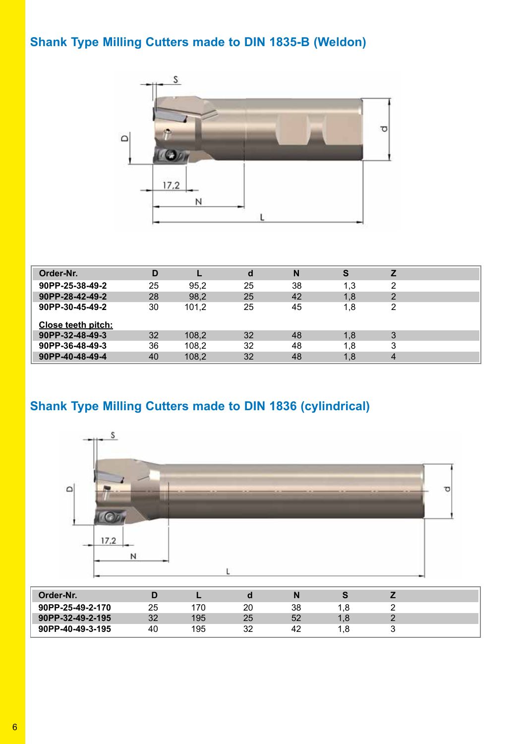## Shank Type Milling Cutters made to DIN 1835-B (Weldon)

| Order-Nr. | D | L | d | N | S | Z |
|---|---|---|---|---|---|---|
| 90PP-25-38-49-2 | 25 | 95,2 | 25 | 38 | 1,3 | 2 |
| 90PP-28-42-49-2 | 28 | 98,2 | 25 | 42 | 1,8 | 2 |
| 90PP-30-45-49-2 | 30 | 101,2 | 25 | 45 | 1,8 | 2 |
| **Close teeth pitch:** | | | | | | |
| 90PP-32-48-49-3 | 32 | 108,2 | 32 | 48 | 1,8 | 3 |
| 90PP-36-48-49-3 | 36 | 108,2 | 32 | 48 | 1,8 | 3 |
| 90PP-40-48-49-4 | 40 | 108,2 | 32 | 48 | 1,8 | 4 |

## Shank Type Milling Cutters made to DIN 1836 (cylindrical)

| Order-Nr. | D | L | d | N | S | Z |
|---|---|---|---|---|---|---|
| 90PP-25-49-2-170 | 25 | 170 | 20 | 38 | 1,8 | 2 |
| 90PP-32-49-2-195 | 32 | 195 | 25 | 52 | 1,8 | 2 |
| 90PP-40-49-3-195 | 40 | 195 | 32 | 42 | 1,8 | 3 |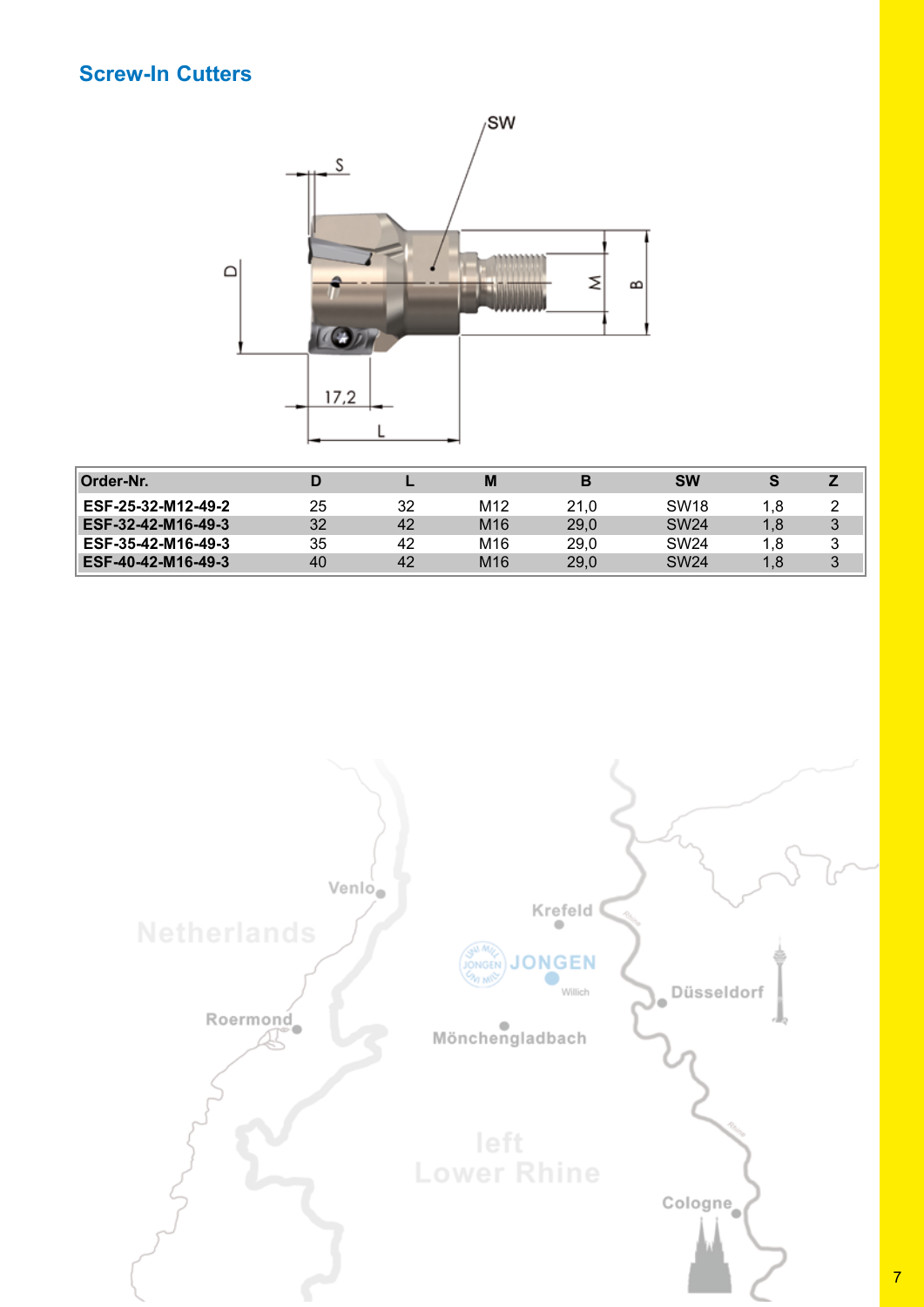## Screw-In Cutters

| Order-Nr. | D | L | M | B | SW | S | Z |
|---|---|---|---|---|---|---|---|
| ESF-25-32-M12-49-2 | 25 | 32 | M12 | 21,0 | SW18 | 1,8 | 2 |
| ESF-32-42-M16-49-3 | 32 | 42 | M16 | 29,0 | SW24 | 1,8 | 3 |
| ESF-35-42-M16-49-3 | 35 | 42 | M16 | 29,0 | SW24 | 1,8 | 3 |
| ESF-40-42-M16-49-3 | 40 | 42 | M16 | 29,0 | SW24 | 1,8 | 3 |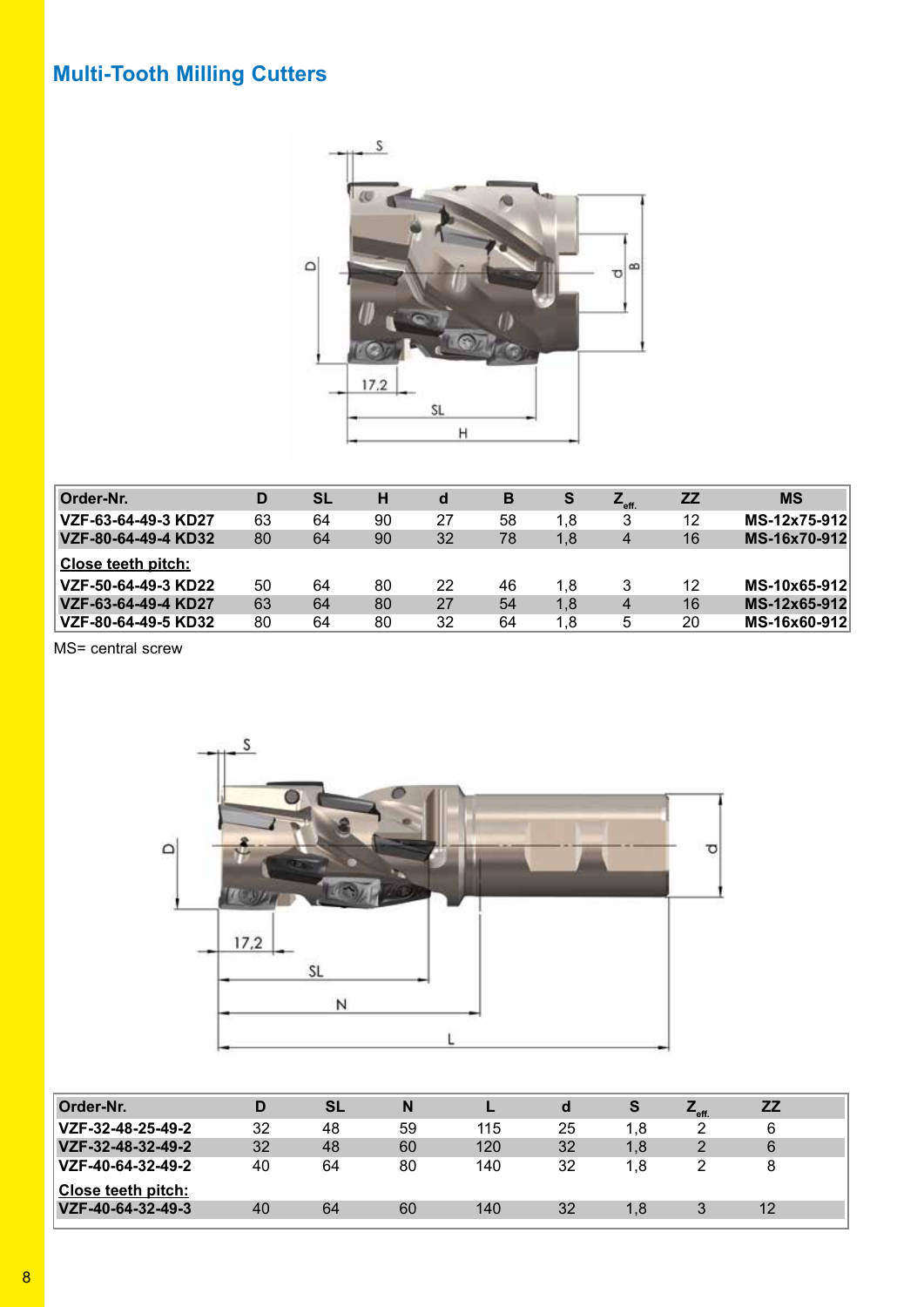## Multi-Tooth Milling Cutters

| Order-Nr. | D | SL | H | d | B | S | $Z_{eff.}$ | ZZ | MS |
|---|---|---|---|---|---|---|---|---|---|
| VZF-63-64-49-3 KD27 | 63 | 64 | 90 | 27 | 58 | 1,8 | 3 | 12 | MS-12x75-912 |
| VZF-80-64-49-4 KD32 | 80 | 64 | 90 | 32 | 78 | 1,8 | 4 | 16 | MS-16x70-912 |
| **Close teeth pitch:** | | | | | | | | | |
| VZF-50-64-49-3 KD22 | 50 | 64 | 80 | 22 | 46 | 1,8 | 3 | 12 | MS-10x65-912 |
| VZF-63-64-49-4 KD27 | 63 | 64 | 80 | 27 | 54 | 1,8 | 4 | 16 | MS-12x65-912 |
| VZF-80-64-49-5 KD32 | 80 | 64 | 80 | 32 | 64 | 1,8 | 5 | 20 | MS-16x60-912 |

MS= central screw

| Order-Nr. | D | SL | N | L | d | S | $Z_{eff.}$ | ZZ |
|---|---|---|---|---|---|---|---|---|
| VZF-32-48-25-49-2 | 32 | 48 | 59 | 115 | 25 | 1,8 | 2 | 6 |
| VZF-32-48-32-49-2 | 32 | 48 | 60 | 120 | 32 | 1,8 | 2 | 6 |
| VZF-40-64-32-49-2 | 40 | 64 | 80 | 140 | 32 | 1,8 | 2 | 8 |
| **Close teeth pitch:** | | | | | | | | |
| VZF-40-64-32-49-3 | 40 | 64 | 60 | 140 | 32 | 1,8 | 3 | 12 |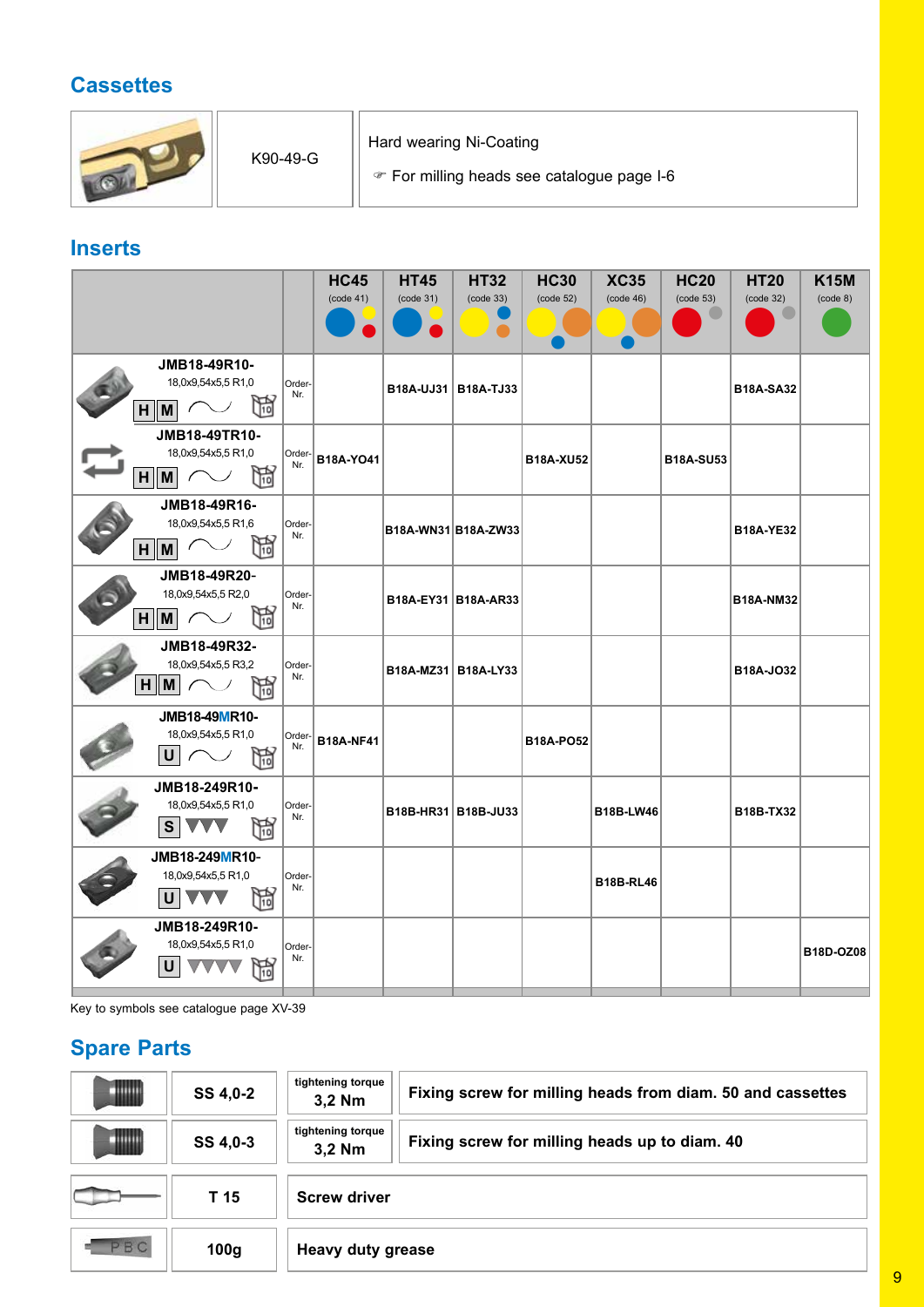## Cassettes

| | | |
|---|---|---|
| | K90-49-G | Hard wearing Ni-Coating<br>☞ For milling heads see catalogue page I-6 |

## Inserts

| | | HC45 (code 41) | HT45 (code 31) | HT32 (code 33) | HC30 (code 52) | XC35 (code 46) | HC20 (code 53) | HT20 (code 32) | K15M (code 8) |
|---|---|---|---|---|---|---|---|---|---|
| JMB18-49R10-<br>18,0x9,54x5,5 R1,0<br>H M | Order-Nr. | | B18A-UJ31 | B18A-TJ33 | | | | B18A-SA32 | |
| JMB18-49TR10-<br>18,0x9,54x5,5 R1,0<br>H M | Order-Nr. | B18A-YO41 | | | B18A-XU52 | | B18A-SU53 | | |
| JMB18-49R16-<br>18,0x9,54x5,5 R1,6<br>H M | Order-Nr. | | B18A-WN31 | B18A-ZW33 | | | | B18A-YE32 | |
| JMB18-49R20-<br>18,0x9,54x5,5 R2,0<br>H M | Order-Nr. | | B18A-EY31 | B18A-AR33 | | | | B18A-NM32 | |
| JMB18-49R32-<br>18,0x9,54x5,5 R3,2<br>H M | Order-Nr. | | B18A-MZ31 | B18A-LY33 | | | | B18A-JO32 | |
| JMB18-49MR10-<br>18,0x9,54x5,5 R1,0<br>U | Order-Nr. | B18A-NF41 | | | B18A-PO52 | | | | |
| JMB18-249R10-<br>18,0x9,54x5,5 R1,0<br>S | Order-Nr. | | B18B-HR31 | B18B-JU33 | | B18B-LW46 | | B18B-TX32 | |
| JMB18-249MR10-<br>18,0x9,54x5,5 R1,0<br>U | Order-Nr. | | | | | B18B-RL46 | | | |
| JMB18-249R10-<br>18,0x9,54x5,5 R1,0<br>U | Order-Nr. | | | | | | | | B18D-OZ08 |

Key to symbols see catalogue page XV-39

## Spare Parts

| | | | |
|---|---|---|---|
| | SS 4,0-2 | tightening torque 3,2 Nm | Fixing screw for milling heads from diam. 50 and cassettes |
| | SS 4,0-3 | tightening torque 3,2 Nm | Fixing screw for milling heads up to diam. 40 |
| | T 15 | Screw driver | |
| | 100g | Heavy duty grease | |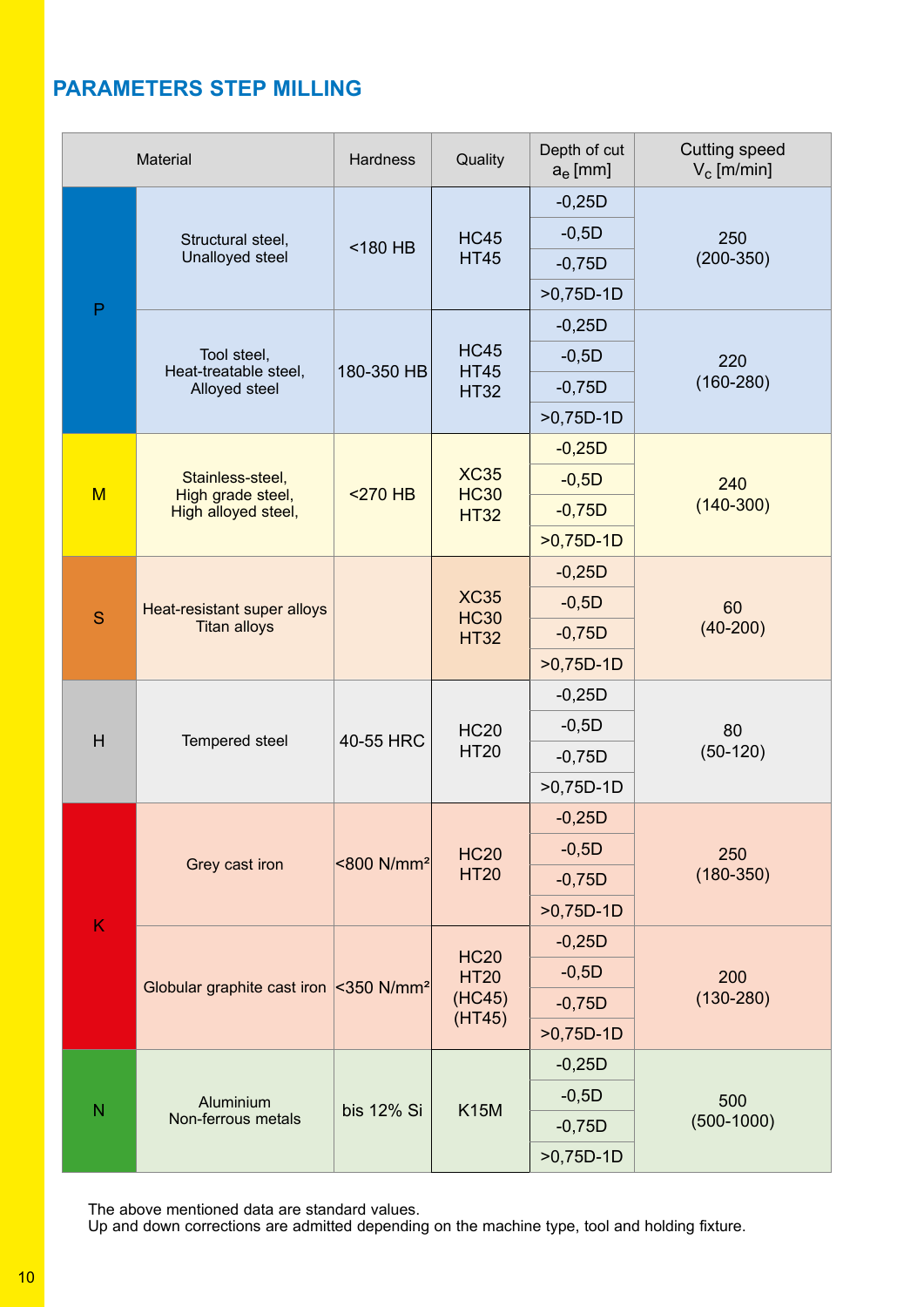## PARAMETERS STEP MILLING

| Material | | Hardness | Quality | Depth of cut $a_e$ [mm] | Cutting speed $V_c$ [m/min] |
|---|---|---|---|---|---|
| P | Structural steel, Unalloyed steel | <180 HB | HC45 HT45 | -0,25D | 250 (200-350) |
| | | | | -0,5D | |
| | | | | -0,75D | |
| | | | | >0,75D-1D | |
| | Tool steel, Heat-treatable steel, Alloyed steel | 180-350 HB | HC45 HT45 HT32 | -0,25D | 220 (160-280) |
| | | | | -0,5D | |
| | | | | -0,75D | |
| | | | | >0,75D-1D | |
| M | Stainless-steel, High grade steel, High alloyed steel, | <270 HB | XC35 HC30 HT32 | -0,25D | 240 (140-300) |
| | | | | -0,5D | |
| | | | | -0,75D | |
| | | | | >0,75D-1D | |
| S | Heat-resistant super alloys Titan alloys | | XC35 HC30 HT32 | -0,25D | 60 (40-200) |
| | | | | -0,5D | |
| | | | | -0,75D | |
| | | | | >0,75D-1D | |
| H | Tempered steel | 40-55 HRC | HC20 HT20 | -0,25D | 80 (50-120) |
| | | | | -0,5D | |
| | | | | -0,75D | |
| | | | | >0,75D-1D | |
| K | Grey cast iron | <800 N/mm² | HC20 HT20 | -0,25D | 250 (180-350) |
| | | | | -0,5D | |
| | | | | -0,75D | |
| | | | | >0,75D-1D | |
| | Globular graphite cast iron | <350 N/mm² | HC20 HT20 (HC45) (HT45) | -0,25D | 200 (130-280) |
| | | | | -0,5D | |
| | | | | -0,75D | |
| | | | | >0,75D-1D | |
| N | Aluminium Non-ferrous metals | bis 12% Si | K15M | -0,25D | 500 (500-1000) |
| | | | | -0,5D | |
| | | | | -0,75D | |
| | | | | >0,75D-1D | |

The above mentioned data are standard values.
Up and down corrections are admitted depending on the machine type, tool and holding fixture.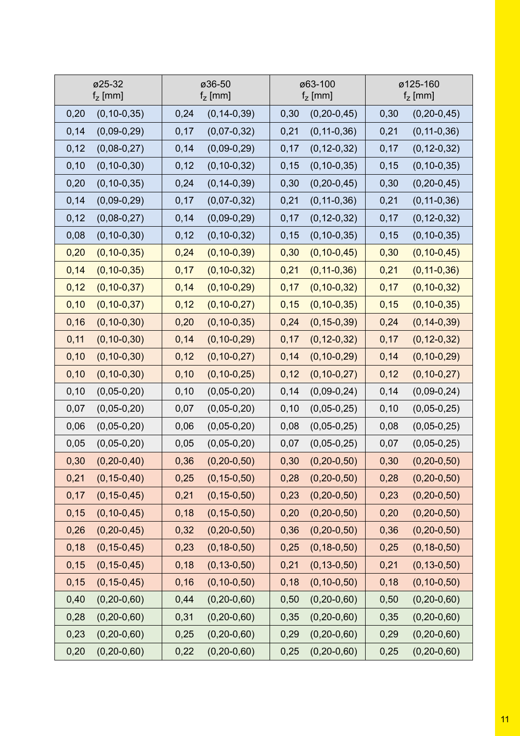| ø25-32 $f_z$ [mm] | ø36-50 $f_z$ [mm] | ø63-100 $f_z$ [mm] | ø125-160 $f_z$ [mm] |
|---|---|---|---|
| 0,20 (0,10-0,35) | 0,24 (0,14-0,39) | 0,30 (0,20-0,45) | 0,30 (0,20-0,45) |
| 0,14 (0,09-0,29) | 0,17 (0,07-0,32) | 0,21 (0,11-0,36) | 0,21 (0,11-0,36) |
| 0,12 (0,08-0,27) | 0,14 (0,09-0,29) | 0,17 (0,12-0,32) | 0,17 (0,12-0,32) |
| 0,10 (0,10-0,30) | 0,12 (0,10-0,32) | 0,15 (0,10-0,35) | 0,15 (0,10-0,35) |
| 0,20 (0,10-0,35) | 0,24 (0,14-0,39) | 0,30 (0,20-0,45) | 0,30 (0,20-0,45) |
| 0,14 (0,09-0,29) | 0,17 (0,07-0,32) | 0,21 (0,11-0,36) | 0,21 (0,11-0,36) |
| 0,12 (0,08-0,27) | 0,14 (0,09-0,29) | 0,17 (0,12-0,32) | 0,17 (0,12-0,32) |
| 0,08 (0,10-0,30) | 0,12 (0,10-0,32) | 0,15 (0,10-0,35) | 0,15 (0,10-0,35) |
| 0,20 (0,10-0,35) | 0,24 (0,10-0,39) | 0,30 (0,10-0,45) | 0,30 (0,10-0,45) |
| 0,14 (0,10-0,35) | 0,17 (0,10-0,32) | 0,21 (0,11-0,36) | 0,21 (0,11-0,36) |
| 0,12 (0,10-0,37) | 0,14 (0,10-0,29) | 0,17 (0,10-0,32) | 0,17 (0,10-0,32) |
| 0,10 (0,10-0,37) | 0,12 (0,10-0,27) | 0,15 (0,10-0,35) | 0,15 (0,10-0,35) |
| 0,16 (0,10-0,30) | 0,20 (0,10-0,35) | 0,24 (0,15-0,39) | 0,24 (0,14-0,39) |
| 0,11 (0,10-0,30) | 0,14 (0,10-0,29) | 0,17 (0,12-0,32) | 0,17 (0,12-0,32) |
| 0,10 (0,10-0,30) | 0,12 (0,10-0,27) | 0,14 (0,10-0,29) | 0,14 (0,10-0,29) |
| 0,10 (0,10-0,30) | 0,10 (0,10-0,25) | 0,12 (0,10-0,27) | 0,12 (0,10-0,27) |
| 0,10 (0,05-0,20) | 0,10 (0,05-0,20) | 0,14 (0,09-0,24) | 0,14 (0,09-0,24) |
| 0,07 (0,05-0,20) | 0,07 (0,05-0,20) | 0,10 (0,05-0,25) | 0,10 (0,05-0,25) |
| 0,06 (0,05-0,20) | 0,06 (0,05-0,20) | 0,08 (0,05-0,25) | 0,08 (0,05-0,25) |
| 0,05 (0,05-0,20) | 0,05 (0,05-0,20) | 0,07 (0,05-0,25) | 0,07 (0,05-0,25) |
| 0,30 (0,20-0,40) | 0,36 (0,20-0,50) | 0,30 (0,20-0,50) | 0,30 (0,20-0,50) |
| 0,21 (0,15-0,40) | 0,25 (0,15-0,50) | 0,28 (0,20-0,50) | 0,28 (0,20-0,50) |
| 0,17 (0,15-0,45) | 0,21 (0,15-0,50) | 0,23 (0,20-0,50) | 0,23 (0,20-0,50) |
| 0,15 (0,10-0,45) | 0,18 (0,15-0,50) | 0,20 (0,20-0,50) | 0,20 (0,20-0,50) |
| 0,26 (0,20-0,45) | 0,32 (0,20-0,50) | 0,36 (0,20-0,50) | 0,36 (0,20-0,50) |
| 0,18 (0,15-0,45) | 0,23 (0,18-0,50) | 0,25 (0,18-0,50) | 0,25 (0,18-0,50) |
| 0,15 (0,15-0,45) | 0,18 (0,13-0,50) | 0,21 (0,13-0,50) | 0,21 (0,13-0,50) |
| 0,15 (0,15-0,45) | 0,16 (0,10-0,50) | 0,18 (0,10-0,50) | 0,18 (0,10-0,50) |
| 0,40 (0,20-0,60) | 0,44 (0,20-0,60) | 0,50 (0,20-0,60) | 0,50 (0,20-0,60) |
| 0,28 (0,20-0,60) | 0,31 (0,20-0,60) | 0,35 (0,20-0,60) | 0,35 (0,20-0,60) |
| 0,23 (0,20-0,60) | 0,25 (0,20-0,60) | 0,29 (0,20-0,60) | 0,29 (0,20-0,60) |
| 0,20 (0,20-0,60) | 0,22 (0,20-0,60) | 0,25 (0,20-0,60) | 0,25 (0,20-0,60) |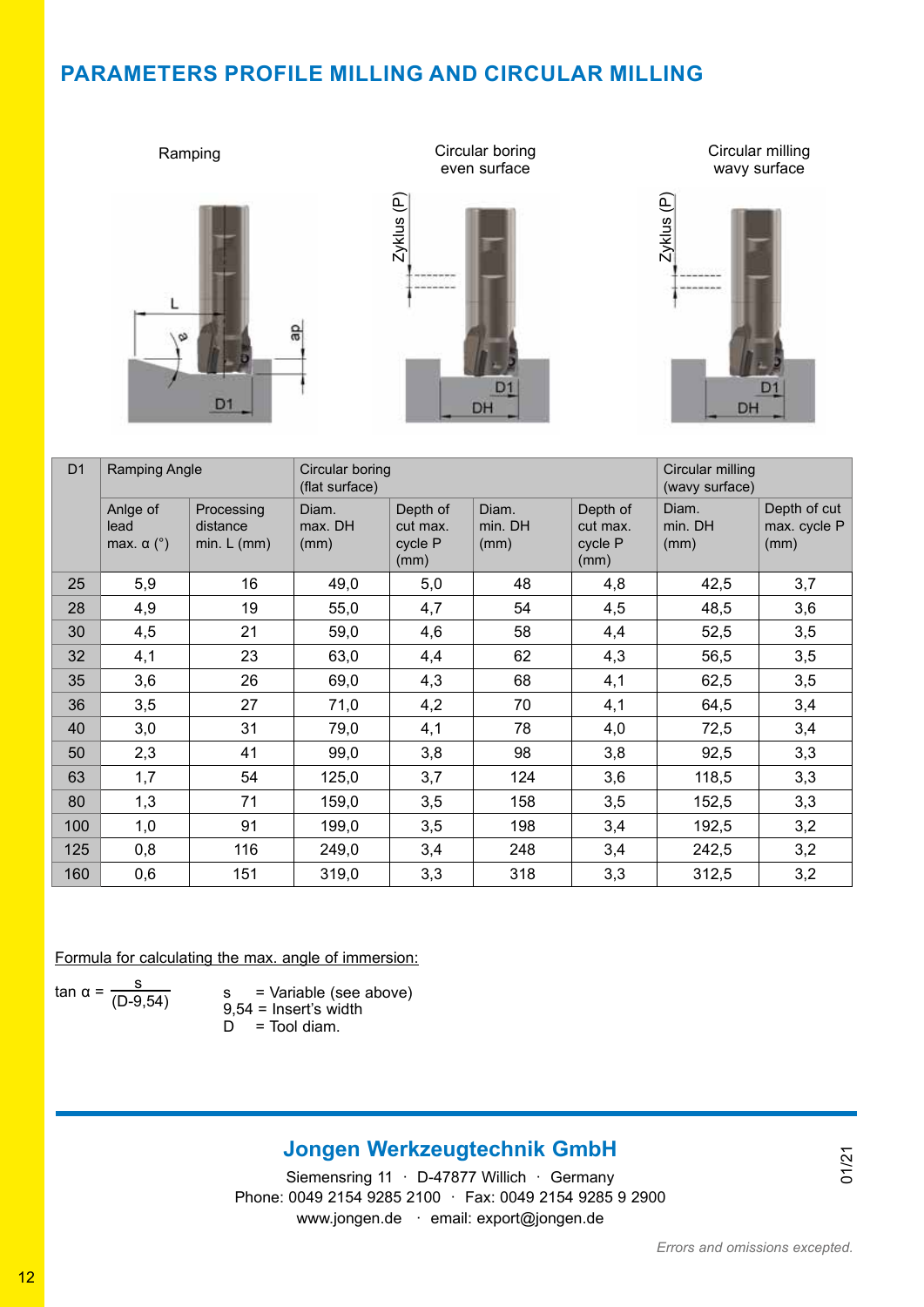## PARAMETERS PROFILE MILLING AND CIRCULAR MILLING

Ramping

Circular boring even surface

Circular milling wavy surface

| D1 | Ramping Angle | | Circular boring (flat surface) | | | | Circular milling (wavy surface) | |
|---|---|---|---|---|---|---|---|---|
| | Anlge of lead max. α (°) | Processing distance min. L (mm) | Diam. max. DH (mm) | Depth of cut max. cycle P (mm) | Diam. min. DH (mm) | Depth of cut max. cycle P (mm) | Diam. min. DH (mm) | Depth of cut max. cycle P (mm) |
| 25 | 5,9 | 16 | 49,0 | 5,0 | 48 | 4,8 | 42,5 | 3,7 |
| 28 | 4,9 | 19 | 55,0 | 4,7 | 54 | 4,5 | 48,5 | 3,6 |
| 30 | 4,5 | 21 | 59,0 | 4,6 | 58 | 4,4 | 52,5 | 3,5 |
| 32 | 4,1 | 23 | 63,0 | 4,4 | 62 | 4,3 | 56,5 | 3,5 |
| 35 | 3,6 | 26 | 69,0 | 4,3 | 68 | 4,1 | 62,5 | 3,5 |
| 36 | 3,5 | 27 | 71,0 | 4,2 | 70 | 4,1 | 64,5 | 3,4 |
| 40 | 3,0 | 31 | 79,0 | 4,1 | 78 | 4,0 | 72,5 | 3,4 |
| 50 | 2,3 | 41 | 99,0 | 3,8 | 98 | 3,8 | 92,5 | 3,3 |
| 63 | 1,7 | 54 | 125,0 | 3,7 | 124 | 3,6 | 118,5 | 3,3 |
| 80 | 1,3 | 71 | 159,0 | 3,5 | 158 | 3,5 | 152,5 | 3,3 |
| 100 | 1,0 | 91 | 199,0 | 3,5 | 198 | 3,4 | 192,5 | 3,2 |
| 125 | 0,8 | 116 | 249,0 | 3,4 | 248 | 3,4 | 242,5 | 3,2 |
| 160 | 0,6 | 151 | 319,0 | 3,3 | 318 | 3,3 | 312,5 | 3,2 |

Formula for calculating the max. angle of immersion:

$$\tan \alpha = \frac{s}{(D-9{,}54)}$$

s = Variable (see above)
9,54 = Insert's width
D = Tool diam.

**Jongen Werkzeugtechnik GmbH**

Siemensring 11 · D-47877 Willich · Germany
Phone: 0049 2154 9285 2100 · Fax: 0049 2154 9285 9 2900
www.jongen.de · email: export@jongen.de

01/21

*Errors and omissions excepted.*